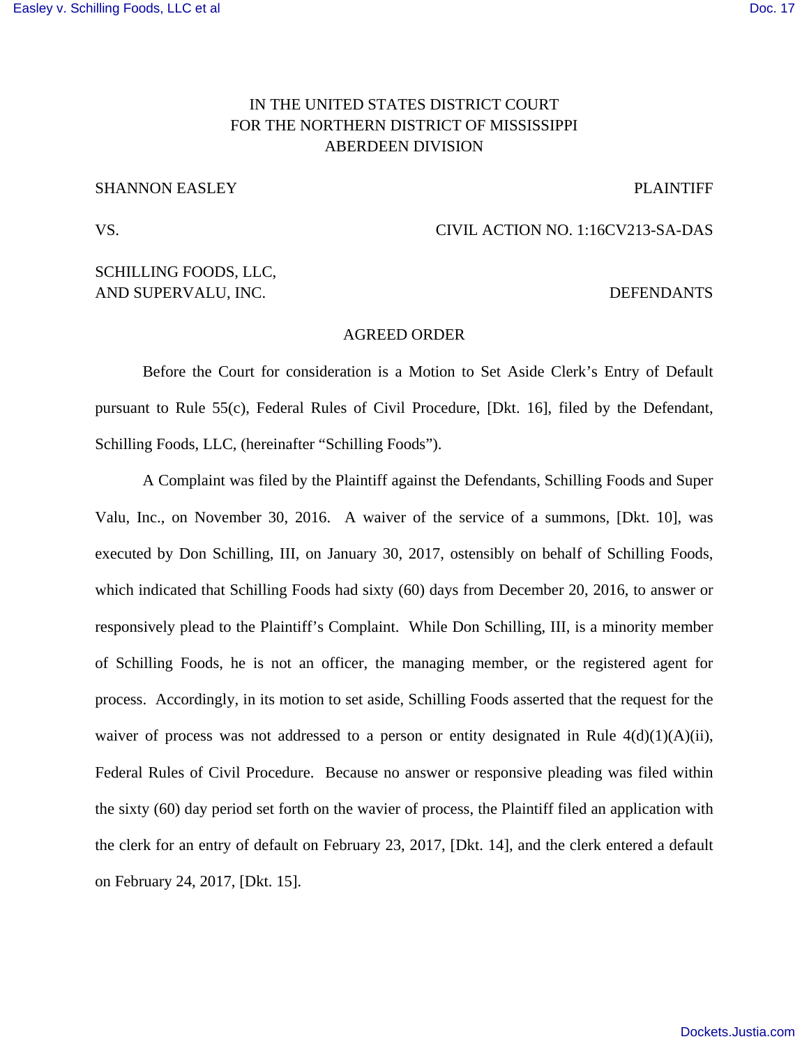IN THE UNITED STATES DISTRICT COURT
FOR THE NORTHERN DISTRICT OF MISSISSIPPI
ABERDEEN DIVISION

SHANNON EASLEY PLAINTIFF

VS. CIVIL ACTION NO. 1:16CV213-SA-DAS

SCHILLING FOODS, LLC,
AND SUPERVALU, INC. DEFENDANTS

AGREED ORDER

Before the Court for consideration is a Motion to Set Aside Clerk's Entry of Default pursuant to Rule 55(c), Federal Rules of Civil Procedure, [Dkt. 16], filed by the Defendant, Schilling Foods, LLC, (hereinafter "Schilling Foods").

A Complaint was filed by the Plaintiff against the Defendants, Schilling Foods and Super Valu, Inc., on November 30, 2016. A waiver of the service of a summons, [Dkt. 10], was executed by Don Schilling, III, on January 30, 2017, ostensibly on behalf of Schilling Foods, which indicated that Schilling Foods had sixty (60) days from December 20, 2016, to answer or responsively plead to the Plaintiff's Complaint. While Don Schilling, III, is a minority member of Schilling Foods, he is not an officer, the managing member, or the registered agent for process. Accordingly, in its motion to set aside, Schilling Foods asserted that the request for the waiver of process was not addressed to a person or entity designated in Rule 4(d)(1)(A)(ii), Federal Rules of Civil Procedure. Because no answer or responsive pleading was filed within the sixty (60) day period set forth on the wavier of process, the Plaintiff filed an application with the clerk for an entry of default on February 23, 2017, [Dkt. 14], and the clerk entered a default on February 24, 2017, [Dkt. 15].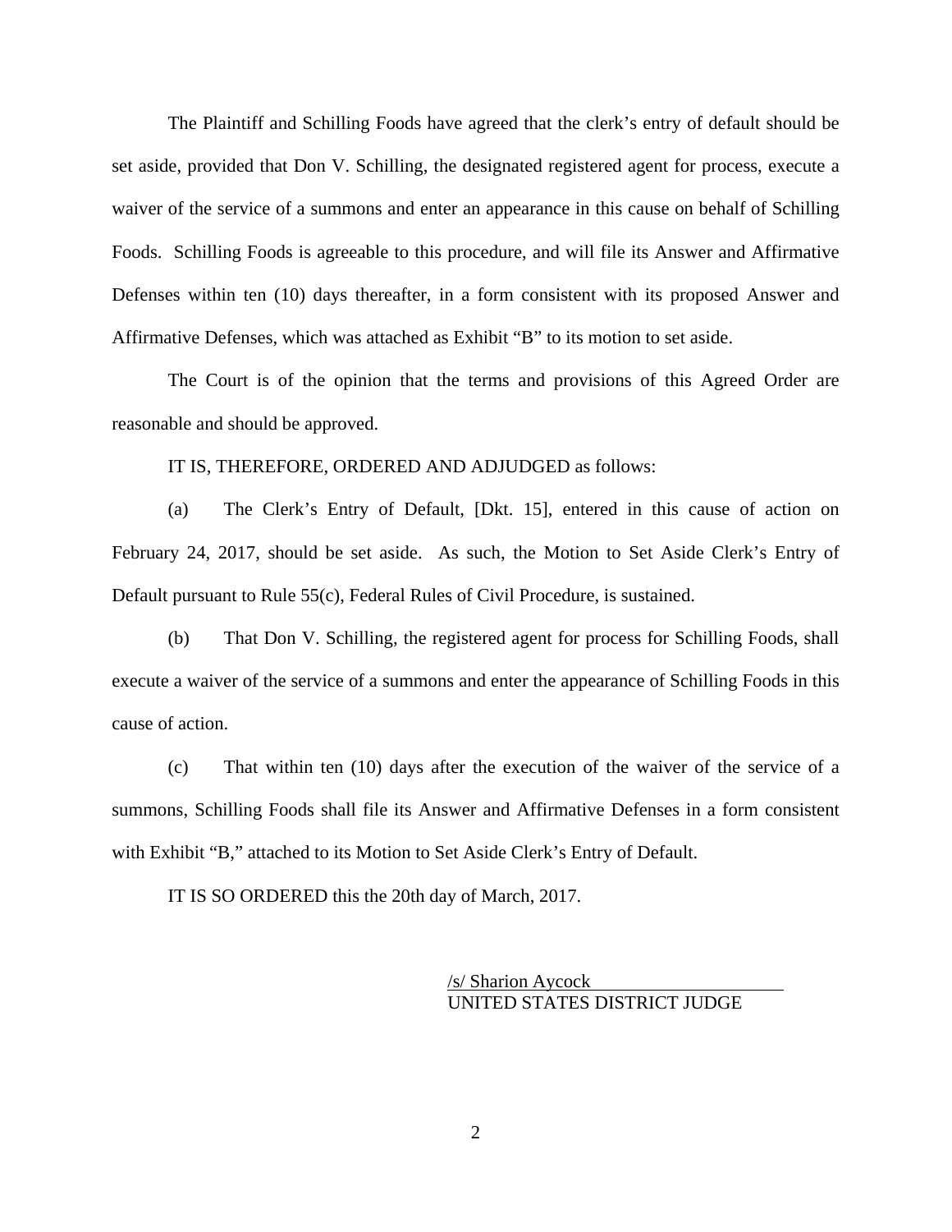The Plaintiff and Schilling Foods have agreed that the clerk's entry of default should be set aside, provided that Don V. Schilling, the designated registered agent for process, execute a waiver of the service of a summons and enter an appearance in this cause on behalf of Schilling Foods. Schilling Foods is agreeable to this procedure, and will file its Answer and Affirmative Defenses within ten (10) days thereafter, in a form consistent with its proposed Answer and Affirmative Defenses, which was attached as Exhibit "B" to its motion to set aside.

The Court is of the opinion that the terms and provisions of this Agreed Order are reasonable and should be approved.

IT IS, THEREFORE, ORDERED AND ADJUDGED as follows:

(a) The Clerk's Entry of Default, [Dkt. 15], entered in this cause of action on February 24, 2017, should be set aside. As such, the Motion to Set Aside Clerk's Entry of Default pursuant to Rule 55(c), Federal Rules of Civil Procedure, is sustained.

(b) That Don V. Schilling, the registered agent for process for Schilling Foods, shall execute a waiver of the service of a summons and enter the appearance of Schilling Foods in this cause of action.

(c) That within ten (10) days after the execution of the waiver of the service of a summons, Schilling Foods shall file its Answer and Affirmative Defenses in a form consistent with Exhibit "B," attached to its Motion to Set Aside Clerk's Entry of Default.

IT IS SO ORDERED this the 20th day of March, 2017.

/s/ Sharion Aycock
UNITED STATES DISTRICT JUDGE